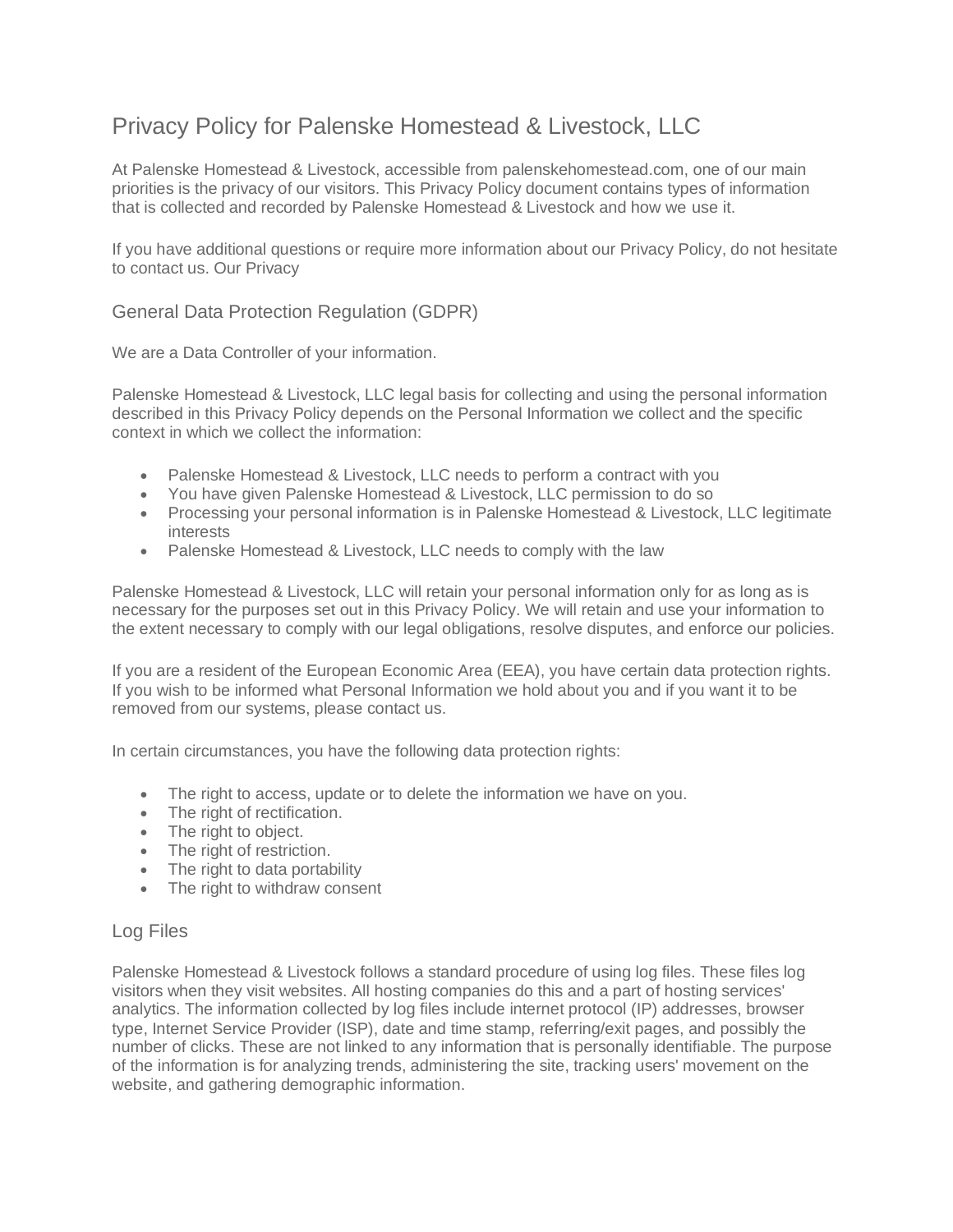# Privacy Policy for Palenske Homestead & Livestock, LLC

At Palenske Homestead & Livestock, accessible from palenskehomestead.com, one of our main priorities is the privacy of our visitors. This Privacy Policy document contains types of information that is collected and recorded by Palenske Homestead & Livestock and how we use it.

If you have additional questions or require more information about our Privacy Policy, do not hesitate to contact us. Our Privacy

## General Data Protection Regulation (GDPR)

We are a Data Controller of your information.

Palenske Homestead & Livestock, LLC legal basis for collecting and using the personal information described in this Privacy Policy depends on the Personal Information we collect and the specific context in which we collect the information:

- Palenske Homestead & Livestock, LLC needs to perform a contract with you
- You have given Palenske Homestead & Livestock, LLC permission to do so
- Processing your personal information is in Palenske Homestead & Livestock, LLC legitimate interests
- Palenske Homestead & Livestock, LLC needs to comply with the law

Palenske Homestead & Livestock, LLC will retain your personal information only for as long as is necessary for the purposes set out in this Privacy Policy. We will retain and use your information to the extent necessary to comply with our legal obligations, resolve disputes, and enforce our policies.

If you are a resident of the European Economic Area (EEA), you have certain data protection rights. If you wish to be informed what Personal Information we hold about you and if you want it to be removed from our systems, please contact us.

In certain circumstances, you have the following data protection rights:

- The right to access, update or to delete the information we have on you.
- The right of rectification.
- The right to object.
- The right of restriction.
- The right to data portability
- The right to withdraw consent

## Log Files

Palenske Homestead & Livestock follows a standard procedure of using log files. These files log visitors when they visit websites. All hosting companies do this and a part of hosting services' analytics. The information collected by log files include internet protocol (IP) addresses, browser type, Internet Service Provider (ISP), date and time stamp, referring/exit pages, and possibly the number of clicks. These are not linked to any information that is personally identifiable. The purpose of the information is for analyzing trends, administering the site, tracking users' movement on the website, and gathering demographic information.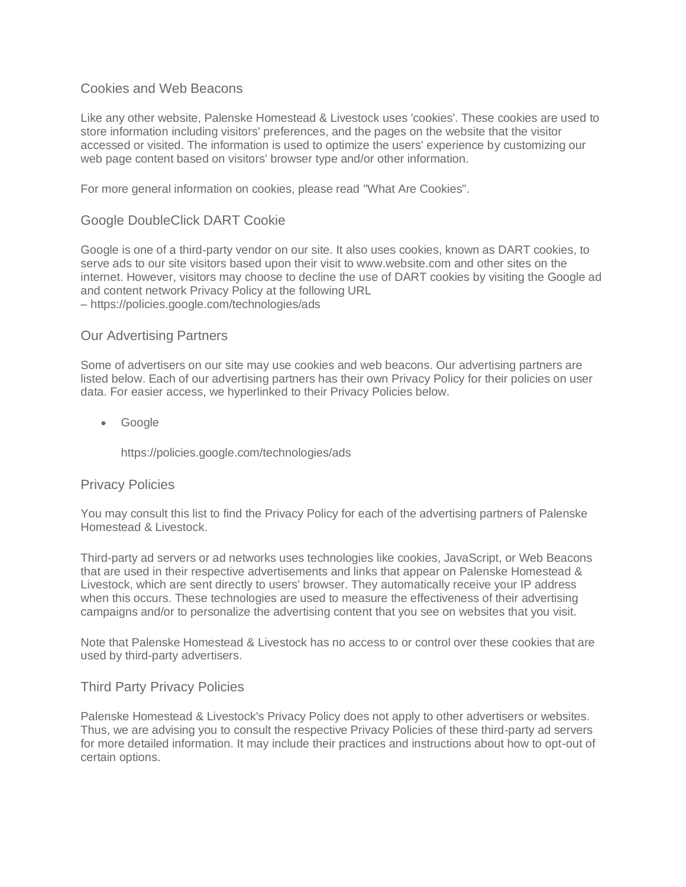## Cookies and Web Beacons

Like any other website, Palenske Homestead & Livestock uses 'cookies'. These cookies are used to store information including visitors' preferences, and the pages on the website that the visitor accessed or visited. The information is used to optimize the users' experience by customizing our web page content based on visitors' browser type and/or other information.

For more general information on cookies, please read "What Are Cookies".

## Google DoubleClick DART Cookie

Google is one of a third-party vendor on our site. It also uses cookies, known as DART cookies, to serve ads to our site visitors based upon their visit to www.website.com and other sites on the internet. However, visitors may choose to decline the use of DART cookies by visiting the Google ad and content network Privacy Policy at the following URL
– https://policies.google.com/technologies/ads

## Our Advertising Partners

Some of advertisers on our site may use cookies and web beacons. Our advertising partners are listed below. Each of our advertising partners has their own Privacy Policy for their policies on user data. For easier access, we hyperlinked to their Privacy Policies below.

- Google

  https://policies.google.com/technologies/ads

## Privacy Policies

You may consult this list to find the Privacy Policy for each of the advertising partners of Palenske Homestead & Livestock.

Third-party ad servers or ad networks uses technologies like cookies, JavaScript, or Web Beacons that are used in their respective advertisements and links that appear on Palenske Homestead & Livestock, which are sent directly to users' browser. They automatically receive your IP address when this occurs. These technologies are used to measure the effectiveness of their advertising campaigns and/or to personalize the advertising content that you see on websites that you visit.

Note that Palenske Homestead & Livestock has no access to or control over these cookies that are used by third-party advertisers.

## Third Party Privacy Policies

Palenske Homestead & Livestock's Privacy Policy does not apply to other advertisers or websites. Thus, we are advising you to consult the respective Privacy Policies of these third-party ad servers for more detailed information. It may include their practices and instructions about how to opt-out of certain options.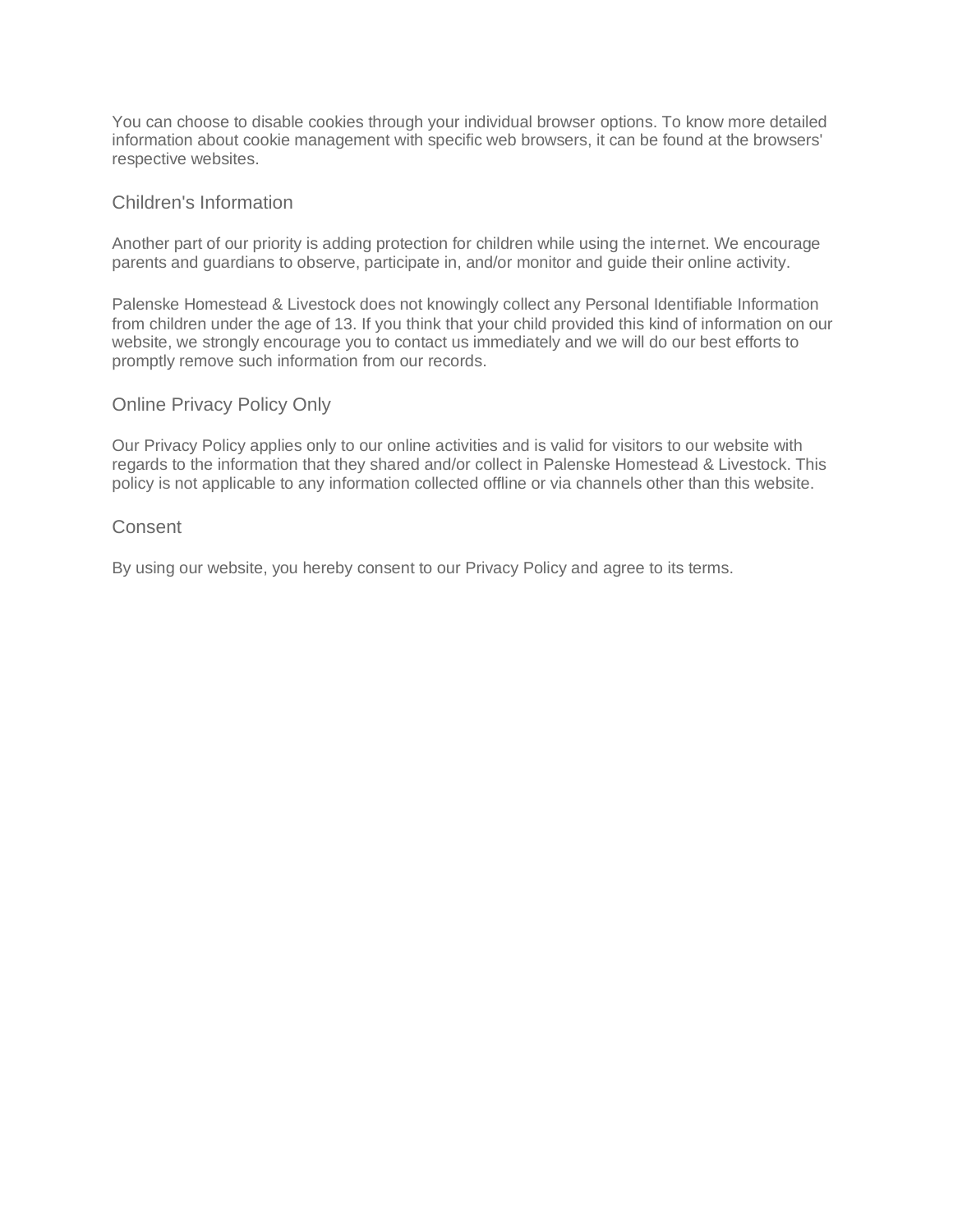You can choose to disable cookies through your individual browser options. To know more detailed information about cookie management with specific web browsers, it can be found at the browsers' respective websites.

## Children's Information

Another part of our priority is adding protection for children while using the internet. We encourage parents and guardians to observe, participate in, and/or monitor and guide their online activity.

Palenske Homestead & Livestock does not knowingly collect any Personal Identifiable Information from children under the age of 13. If you think that your child provided this kind of information on our website, we strongly encourage you to contact us immediately and we will do our best efforts to promptly remove such information from our records.

## Online Privacy Policy Only

Our Privacy Policy applies only to our online activities and is valid for visitors to our website with regards to the information that they shared and/or collect in Palenske Homestead & Livestock. This policy is not applicable to any information collected offline or via channels other than this website.

## Consent

By using our website, you hereby consent to our Privacy Policy and agree to its terms.